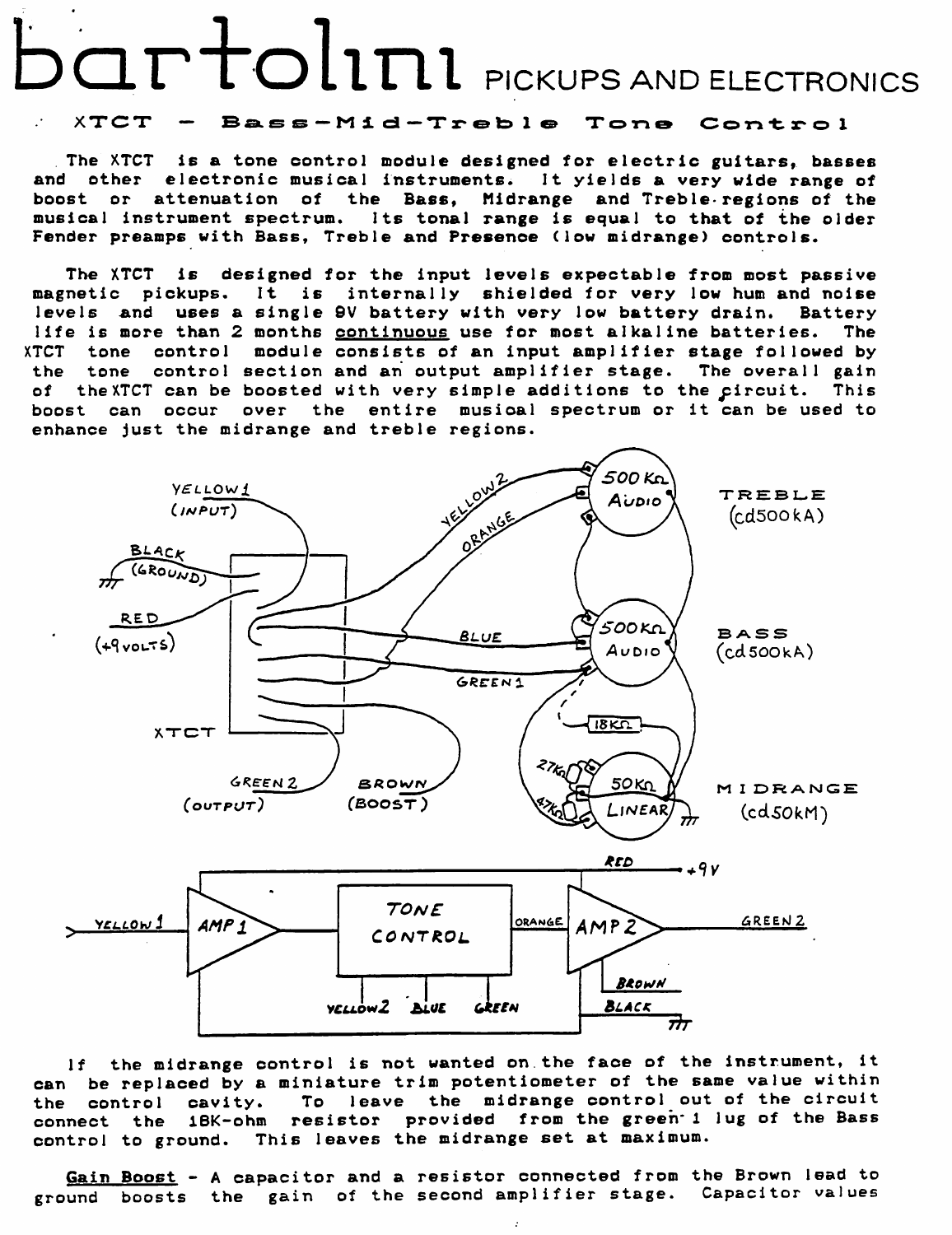# bartolini PICKUPS AND ELECTRONICS

## XTCT – Bass-Mid-Treble Tone Control

The XTCT is a tone control module designed for electric guitars, basses and other electronic musical instruments. It yields a very wide range of boost or attenuation of the Bass, Midrange and Treble regions of the musical instrument spectrum. Its tonal range is equal to that of the older Fender preamps with Bass, Treble and Presence (low midrange) controls.

The XTCT is designed for the input levels expectable from most passive magnetic pickups. It is internally shielded for very low hum and noise levels and uses a single 9V battery with very low battery drain. Battery life is more than 2 months continuous use for most alkaline batteries. The XTCT tone control module consists of an input amplifier stage followed by the tone control section and an output amplifier stage. The overall gain of the XTCT can be boosted with very simple additions to the circuit. This boost can occur over the entire musical spectrum or it can be used to enhance just the midrange and treble regions.

If the midrange control is not wanted on the face of the instrument, it can be replaced by a miniature trim potentiometer of the same value within the control cavity. To leave the midrange control out of the circuit connect the 18K-ohm resistor provided from the green 1 lug of the Bass control to ground. This leaves the midrange set at maximum.

Gain Boost - A capacitor and a resistor connected from the Brown lead to ground boosts the gain of the second amplifier stage. Capacitor values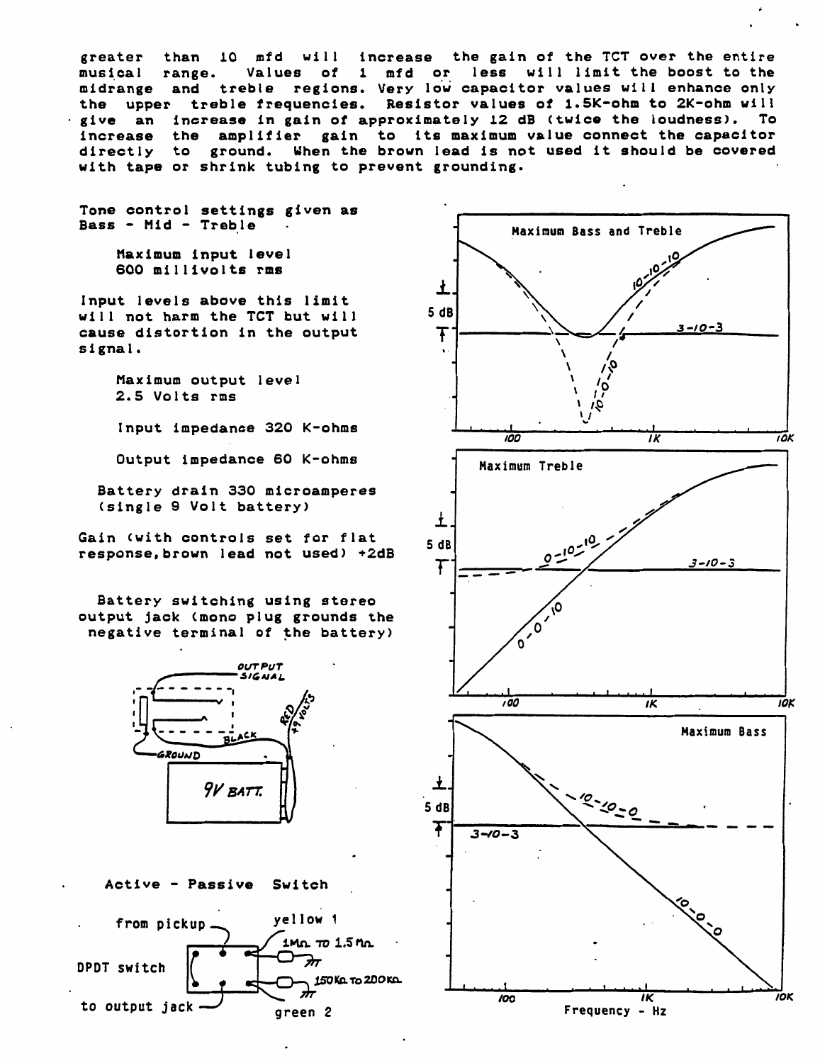greater than 10 mfd will increase the gain of the TCT over the entire musical range. Values of 1 mfd or less will limit the boost to the midrange and treble regions. Very low capacitor values will enhance only the upper treble frequencies. Resistor values of 1.5K-ohm to 2K-ohm will give an increase in gain of approximately 12 dB (twice the loudness). To increase the amplifier gain to its maximum value connect the capacitor directly to ground. When the brown lead is not used it should be covered with tape or shrink tubing to prevent grounding.

Tone control settings given as Bass - Mid - Treble

Maximum input level
600 millivolts rms

Input levels above this limit will not harm the TCT but will cause distortion in the output signal.

Maximum output level
2.5 Volts rms

Input impedance 320 K-ohms

Output impedance 60 K-ohms

Battery drain 330 microamperes
(single 9 Volt battery)

Gain (with controls set for flat response, brown lead not used) +2dB

Battery switching using stereo output jack (mono plug grounds the negative terminal of the battery)

OUTPUT SIGNAL
GROUND
BLACK
RED +9 VOLTS
9V BATT.

Active - Passive Switch

from pickup
DPDT switch
to output jack
yellow 1
1MΩ TO 1.5MΩ
150KΩ TO 200KΩ
green 2

Maximum Bass and Treble
5 dB
10-10-10
3-10-3
10-0-10
100 1K 10K

Maximum Treble
5 dB
0-10-10
3-10-3
0-0-10
100 1K 10K

Maximum Bass
5 dB
10-10-0
3-10-3
10-0-0
100 1K 10K
Frequency - Hz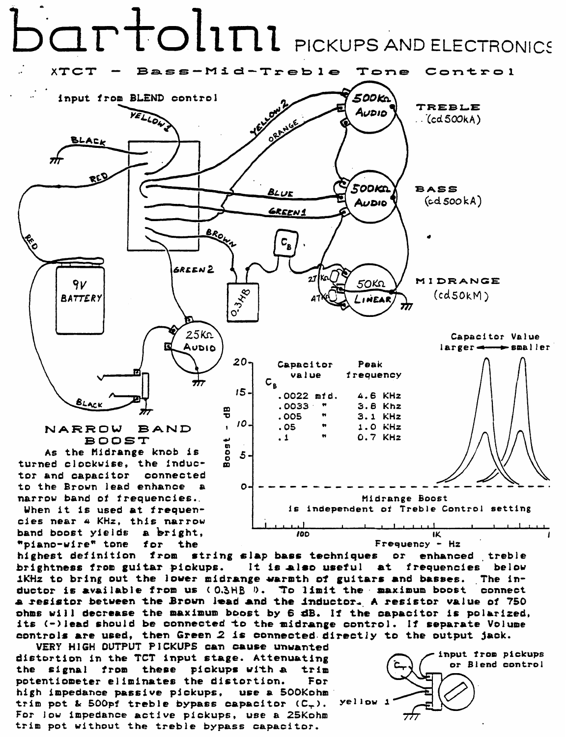# bartolini PICKUPS AND ELECTRONICS

## XTCT - Bass-Mid-Treble Tone Control

input from BLEND control

TREBLE (cd500kA)

BASS (cd500kA)

MIDRANGE (cd50kM)

| Capacitor value $C_B$ | Peak frequency |
|---|---|
| .0022 mfd. | 4.6 KHz |
| .0033 " | 3.8 Khz |
| .005 " | 3.1 KHz |
| .05 " | 1.0 KHz |
| .1 " | 0.7 KHz |

Capacitor Value larger ⟷ smaller

Midrange Boost is independent of Treble Control setting

### NARROW BAND BOOST

As the Midrange knob is turned clockwise, the inductor and capacitor connected to the Brown lead enhance a narrow band of frequencies. When it is used at frequencies near 4 KHz, this narrow band boost yields a bright, "piano-wire" tone for the highest definition from string slap bass techniques or enhanced treble brightness from guitar pickups. It is also useful at frequencies below 1KHz to bring out the lower midrange warmth of guitars and basses. The inductor is available from us (0.3HB). To limit the maximum boost connect a resistor between the Brown lead and the inductor. A resistor value of 750 ohms will decrease the maximum boost by 6 dB. If the capacitor is polarized, its (-)lead should be connected to the midrange control. If separate Volume controls are used, then Green 2 is connected directly to the output jack.

VERY HIGH OUTPUT PICKUPS can cause unwanted distortion in the TCT input stage. Attenuating the signal from these pickups with a trim potentiometer eliminates the distortion. For high impedance passive pickups, use a 500Kohm trim pot & 500pf treble bypass capacitor ($C_T$). For low impedance active pickups, use a 25Kohm trim pot without the treble bypass capacitor.

input from pickups or Blend control

yellow 1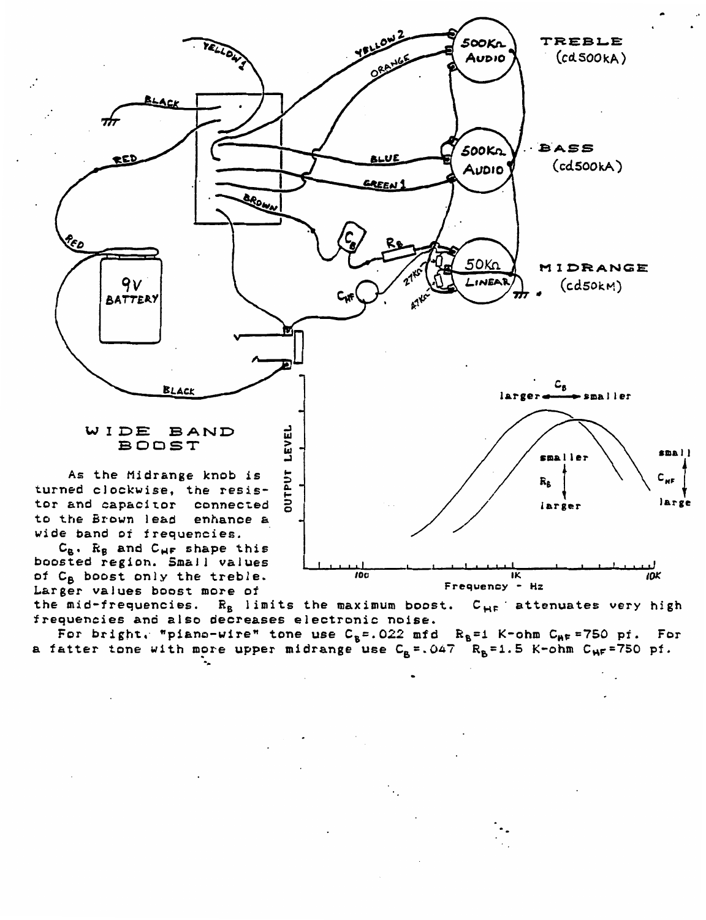TREBLE (cd500kA)

500KΩ AUDIO

BASS (cd500kA)

500KΩ AUDIO

MIDRANGE (cd50kM)

50KΩ LINEAR

YELLOW 1

YELLOW 2

ORANGE

BLACK

RED

BLUE

GREEN 1

BROWN

RED

9V BATTERY

$C_B$

$R_B$

$C_{HF}$

27KΩ

47KΩ

BLACK

OUTPUT LEVEL

$C_B$

larger ← → smaller

smaller

$R_B$

larger

small

$C_{HF}$

large

100

1K

10K

Frequency - Hz

## WIDE BAND BOOST

As the Midrange knob is turned clockwise, the resistor and capacitor connected to the Brown lead enhance a wide band of frequencies.

$C_B$, $R_B$ and $C_{HF}$ shape this boosted region. Small values of $C_B$ boost only the treble. Larger values boost more of the mid-frequencies. $R_B$ limits the maximum boost. $C_{HF}$ attenuates very high frequencies and also decreases electronic noise.

For bright, "piano-wire" tone use $C_B$=.022 mfd $R_B$=1 K-ohm $C_{HF}$=750 pf. For a fatter tone with more upper midrange use $C_B$=.047 $R_B$=1.5 K-ohm $C_{HF}$=750 pf.